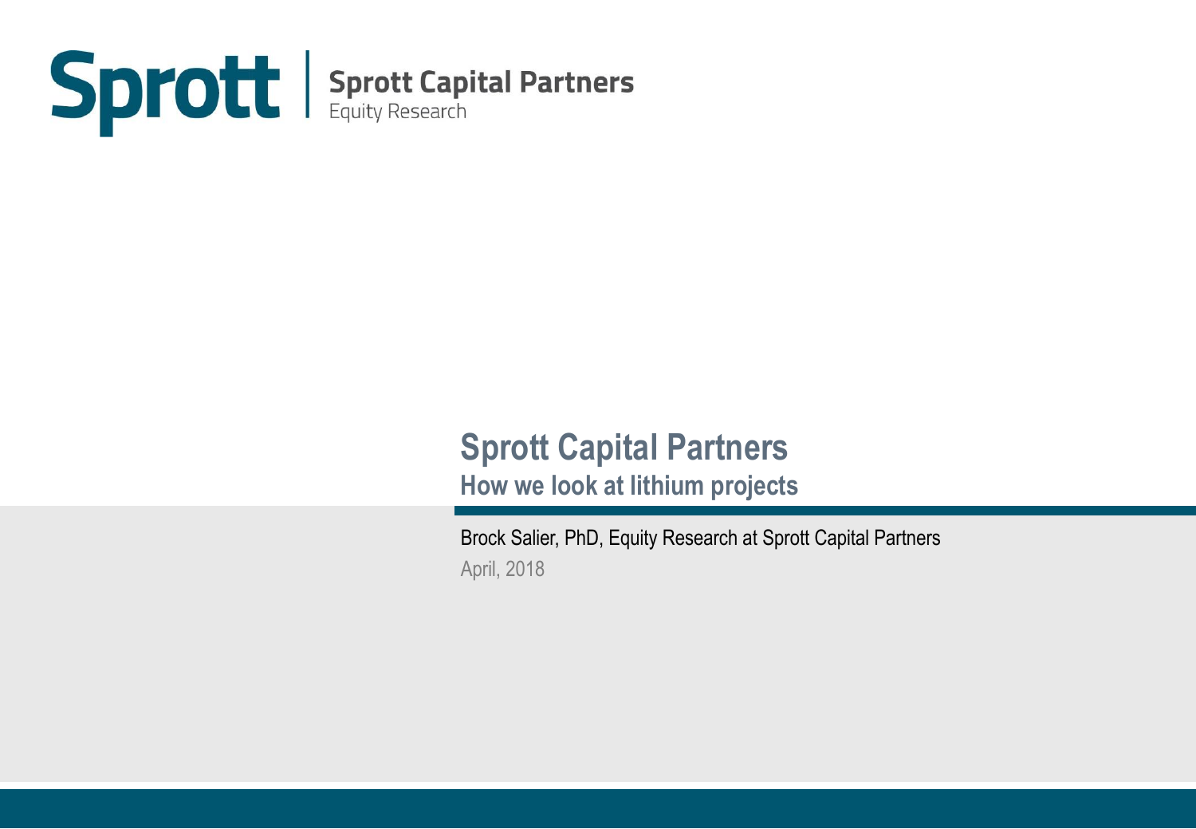**Sprott** | **Sprott Capital Partners**
Equity Research

# Sprott Capital Partners

## How we look at lithium projects

Brock Salier, PhD, Equity Research at Sprott Capital Partners

April, 2018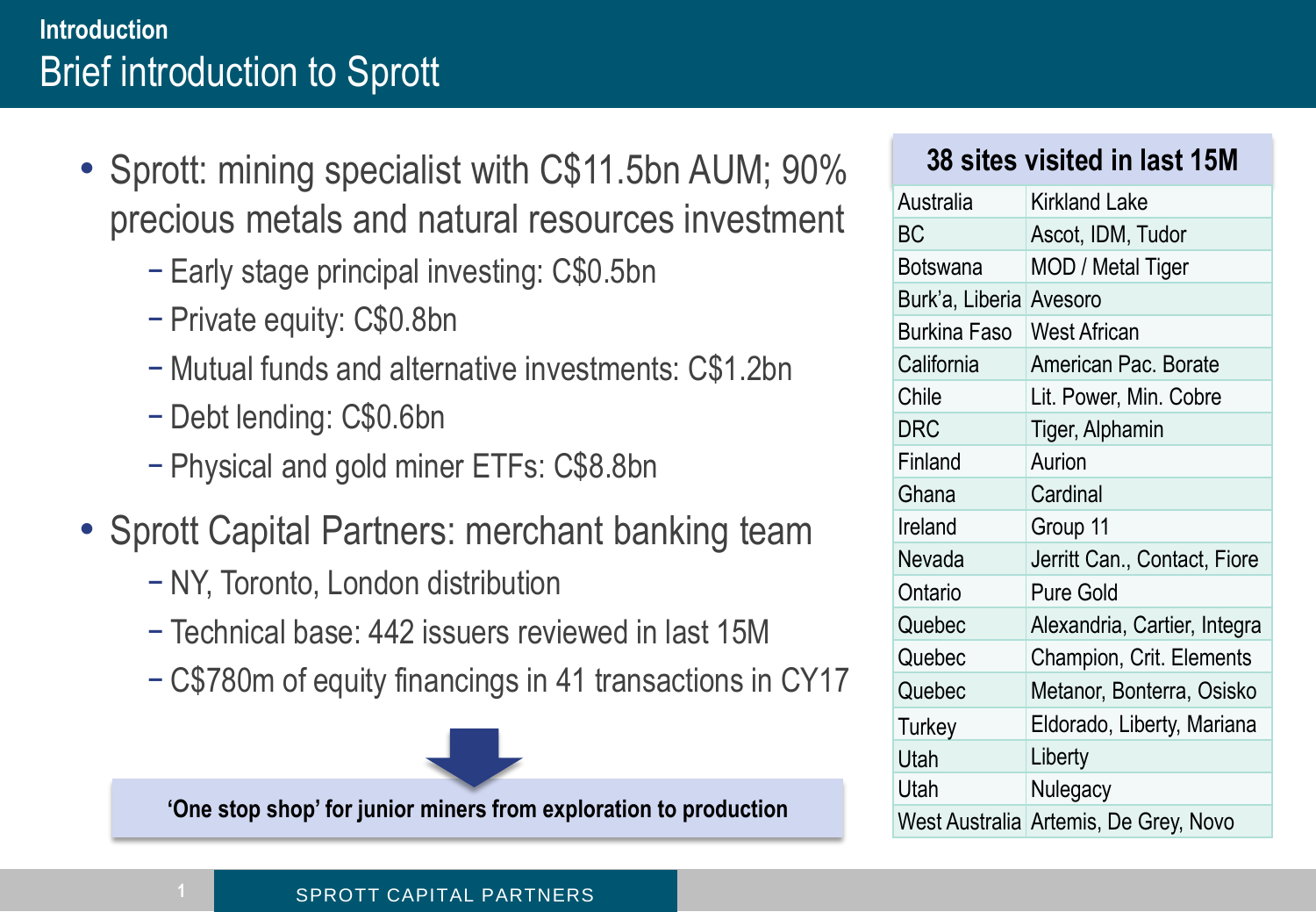## Introduction

# Brief introduction to Sprott

- Sprott: mining specialist with C$11.5bn AUM; 90% precious metals and natural resources investment
  - Early stage principal investing: C$0.5bn
  - Private equity: C$0.8bn
  - Mutual funds and alternative investments: C$1.2bn
  - Debt lending: C$0.6bn
  - Physical and gold miner ETFs: C$8.8bn
- Sprott Capital Partners: merchant banking team
  - NY, Toronto, London distribution
  - Technical base: 442 issuers reviewed in last 15M
  - C$780m of equity financings in 41 transactions in CY17

**'One stop shop' for junior miners from exploration to production**

| 38 sites visited in last 15M | |
|---|---|
| Australia | Kirkland Lake |
| BC | Ascot, IDM, Tudor |
| Botswana | MOD / Metal Tiger |
| Burk'a, Liberia | Avesoro |
| Burkina Faso | West African |
| California | American Pac. Borate |
| Chile | Lit. Power, Min. Cobre |
| DRC | Tiger, Alphamin |
| Finland | Aurion |
| Ghana | Cardinal |
| Ireland | Group 11 |
| Nevada | Jerritt Can., Contact, Fiore |
| Ontario | Pure Gold |
| Quebec | Alexandria, Cartier, Integra |
| Quebec | Champion, Crit. Elements |
| Quebec | Metanor, Bonterra, Osisko |
| Turkey | Eldorado, Liberty, Mariana |
| Utah | Liberty |
| Utah | Nulegacy |
| West Australia | Artemis, De Grey, Novo |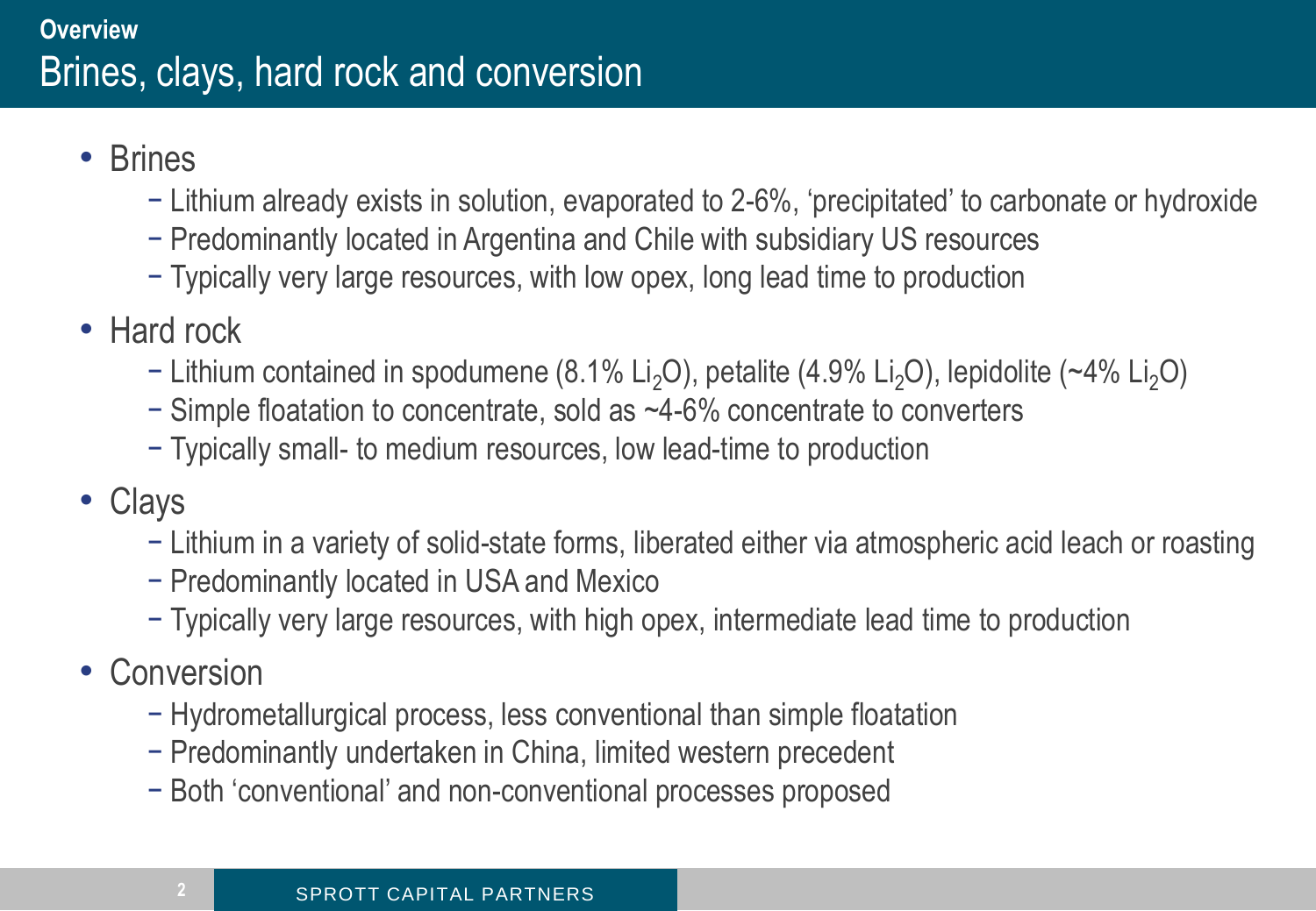**Overview**

# Brines, clays, hard rock and conversion

- Brines
  - Lithium already exists in solution, evaporated to 2-6%, 'precipitated' to carbonate or hydroxide
  - Predominantly located in Argentina and Chile with subsidiary US resources
  - Typically very large resources, with low opex, long lead time to production
- Hard rock
  - Lithium contained in spodumene (8.1% $Li_2O$), petalite (4.9% $Li_2O$), lepidolite (~4% $Li_2O$)
  - Simple floatation to concentrate, sold as ~4-6% concentrate to converters
  - Typically small- to medium resources, low lead-time to production
- Clays
  - Lithium in a variety of solid-state forms, liberated either via atmospheric acid leach or roasting
  - Predominantly located in USA and Mexico
  - Typically very large resources, with high opex, intermediate lead time to production
- Conversion
  - Hydrometallurgical process, less conventional than simple floatation
  - Predominantly undertaken in China, limited western precedent
  - Both 'conventional' and non-conventional processes proposed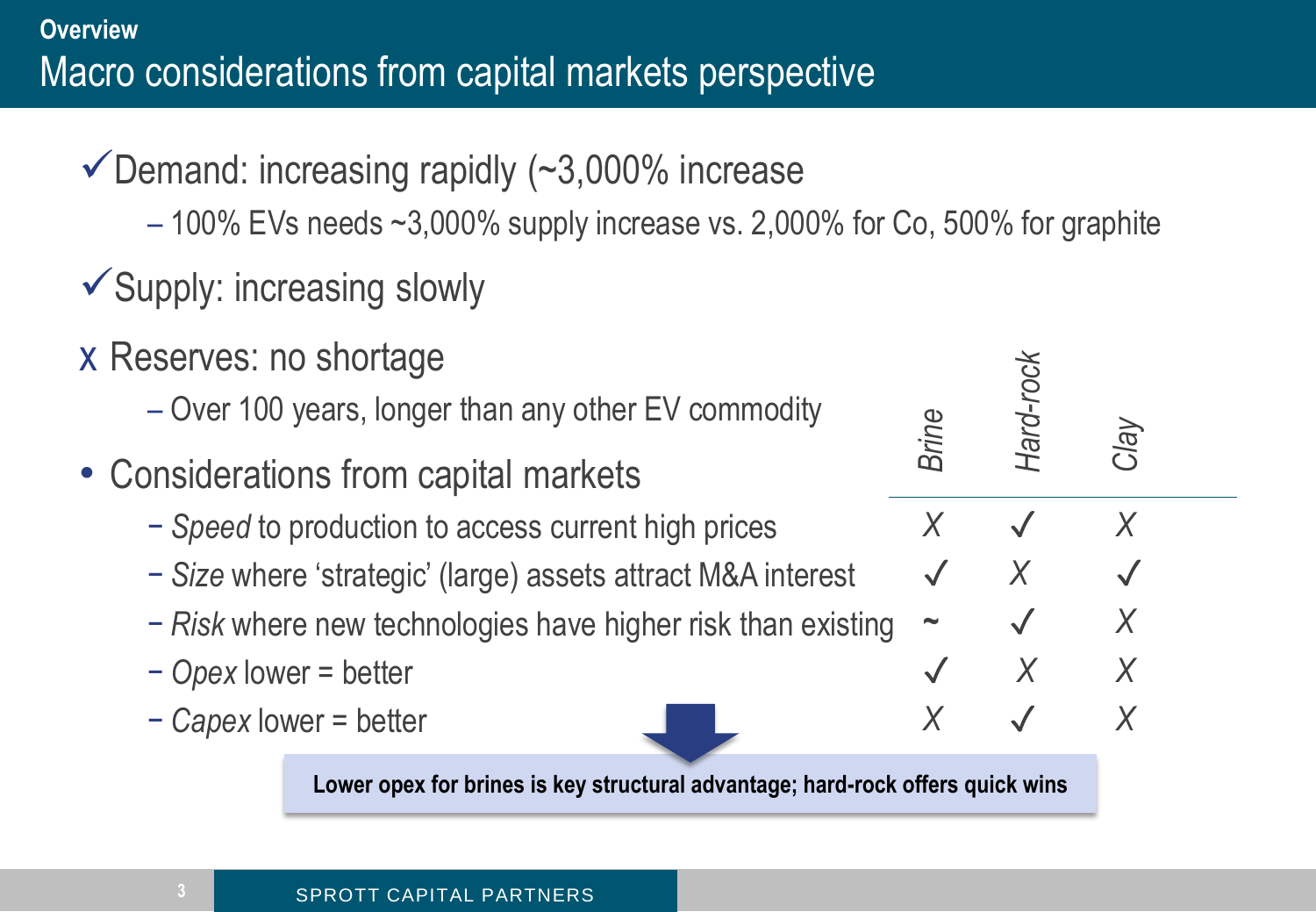**Overview**

# Macro considerations from capital markets perspective

✓ Demand: increasing rapidly (~3,000% increase

- 100% EVs needs ~3,000% supply increase vs. 2,000% for Co, 500% for graphite

✓ Supply: increasing slowly

X Reserves: no shortage

- Over 100 years, longer than any other EV commodity

- Considerations from capital markets

| Considerations from capital markets | Brine | Hard-rock | Clay |
| --- | --- | --- | --- |
| *Speed* to production to access current high prices | X | ✓ | X |
| *Size* where 'strategic' (large) assets attract M&A interest | ✓ | X | ✓ |
| *Risk* where new technologies have higher risk than existing | ~ | ✓ | X |
| *Opex* lower = better | ✓ | X | X |
| *Capex* lower = better | X | ✓ | X |

**Lower opex for brines is key structural advantage; hard-rock offers quick wins**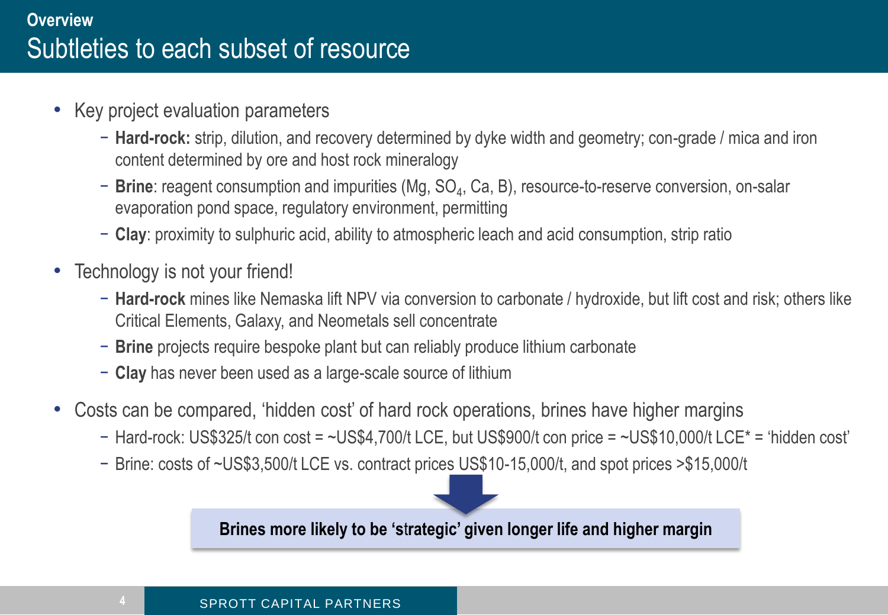## Overview

# Subtleties to each subset of resource

- Key project evaluation parameters
  - **Hard-rock:** strip, dilution, and recovery determined by dyke width and geometry; con-grade / mica and iron content determined by ore and host rock mineralogy
  - **Brine**: reagent consumption and impurities (Mg, $SO_4$, Ca, B), resource-to-reserve conversion, on-salar evaporation pond space, regulatory environment, permitting
  - **Clay**: proximity to sulphuric acid, ability to atmospheric leach and acid consumption, strip ratio
- Technology is not your friend!
  - **Hard-rock** mines like Nemaska lift NPV via conversion to carbonate / hydroxide, but lift cost and risk; others like Critical Elements, Galaxy, and Neometals sell concentrate
  - **Brine** projects require bespoke plant but can reliably produce lithium carbonate
  - **Clay** has never been used as a large-scale source of lithium
- Costs can be compared, 'hidden cost' of hard rock operations, brines have higher margins
  - Hard-rock: US$325/t con cost = ~US$4,700/t LCE, but US$900/t con price = ~US$10,000/t LCE* = 'hidden cost'
  - Brine: costs of ~US$3,500/t LCE vs. contract prices US$10-15,000/t, and spot prices >$15,000/t

**Brines more likely to be 'strategic' given longer life and higher margin**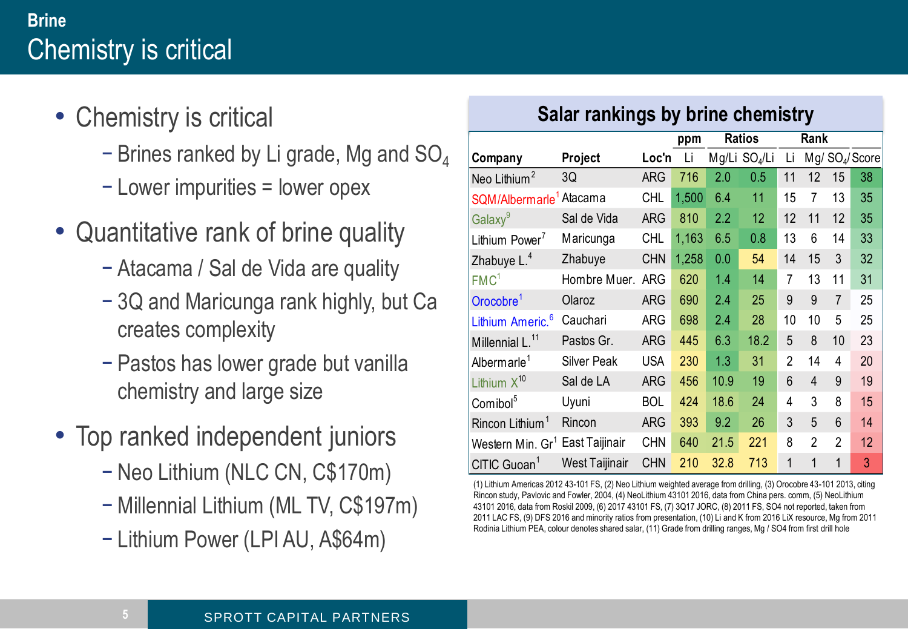## Brine

# Chemistry is critical

- Chemistry is critical
  - Brines ranked by Li grade, Mg and $SO_4$
  - Lower impurities = lower opex
- Quantitative rank of brine quality
  - Atacama / Sal de Vida are quality
  - 3Q and Maricunga rank highly, but Ca creates complexity
  - Pastos has lower grade but vanilla chemistry and large size
- Top ranked independent juniors
  - Neo Lithium (NLC CN, C$170m)
  - Millennial Lithium (ML TV, C$197m)
  - Lithium Power (LPI AU, A$64m)

### Salar rankings by brine chemistry

| | | | ppm | Ratios | | Rank | | | |
|---|---|---|---|---|---|---|---|---|---|
| Company | Project | Loc'n | Li | Mg/Li | $SO_4$/Li | Li | Mg/ | $SO_4$/ | Score |
| Neo Lithium[2] | 3Q | ARG | 716 | 2.0 | 0.5 | 11 | 12 | 15 | 38 |
| SQM/Albermarle[1] | Atacama | CHL | 1,500 | 6.4 | 11 | 15 | 7 | 13 | 35 |
| Galaxy[9] | Sal de Vida | ARG | 810 | 2.2 | 12 | 12 | 11 | 12 | 35 |
| Lithium Power[7] | Maricunga | CHL | 1,163 | 6.5 | 0.8 | 13 | 6 | 14 | 33 |
| Zhabuye L.[4] | Zhabuye | CHN | 1,258 | 0.0 | 54 | 14 | 15 | 3 | 32 |
| FMC[1] | Hombre Muer. | ARG | 620 | 1.4 | 14 | 7 | 13 | 11 | 31 |
| Orocobre[1] | Olaroz | ARG | 690 | 2.4 | 25 | 9 | 9 | 7 | 25 |
| Lithium Americ.[6] | Cauchari | ARG | 698 | 2.4 | 28 | 10 | 10 | 5 | 25 |
| Millennial L.[11] | Pastos Gr. | ARG | 445 | 6.3 | 18.2 | 5 | 8 | 10 | 23 |
| Albermarle[1] | Silver Peak | USA | 230 | 1.3 | 31 | 2 | 14 | 4 | 20 |
| Lithium X[10] | Sal de LA | ARG | 456 | 10.9 | 19 | 6 | 4 | 9 | 19 |
| Comibol[5] | Uyuni | BOL | 424 | 18.6 | 24 | 4 | 3 | 8 | 15 |
| Rincon Lithium[1] | Rincon | ARG | 393 | 9.2 | 26 | 3 | 5 | 6 | 14 |
| Western Min. Gr[1] | East Taijinair | CHN | 640 | 21.5 | 221 | 8 | 2 | 2 | 12 |
| CITIC Guoan[1] | West Taijinair | CHN | 210 | 32.8 | 713 | 1 | 1 | 1 | 3 |

(1) Lithium Americas 2012 43-101 FS, (2) Neo Lithium weighted average from drilling, (3) Orocobre 43-101 2013, citing Rincon study, Pavlovic and Fowler, 2004, (4) NeoLithium 43101 2016, data from China pers. comm, (5) NeoLithium 43101 2016, data from Roskil 2009, (6) 2017 43101 FS, (7) 3Q17 JORC, (8) 2011 FS, SO4 not reported, taken from 2011 LAC FS, (9) DFS 2016 and minority ratios from presentation, (10) Li and K from 2016 LiX resource, Mg from 2011 Rodinia Lithium PEA, colour denotes shared salar, (11) Grade from drilling ranges, Mg / SO4 from first drill hole

SPROTT CAPITAL PARTNERS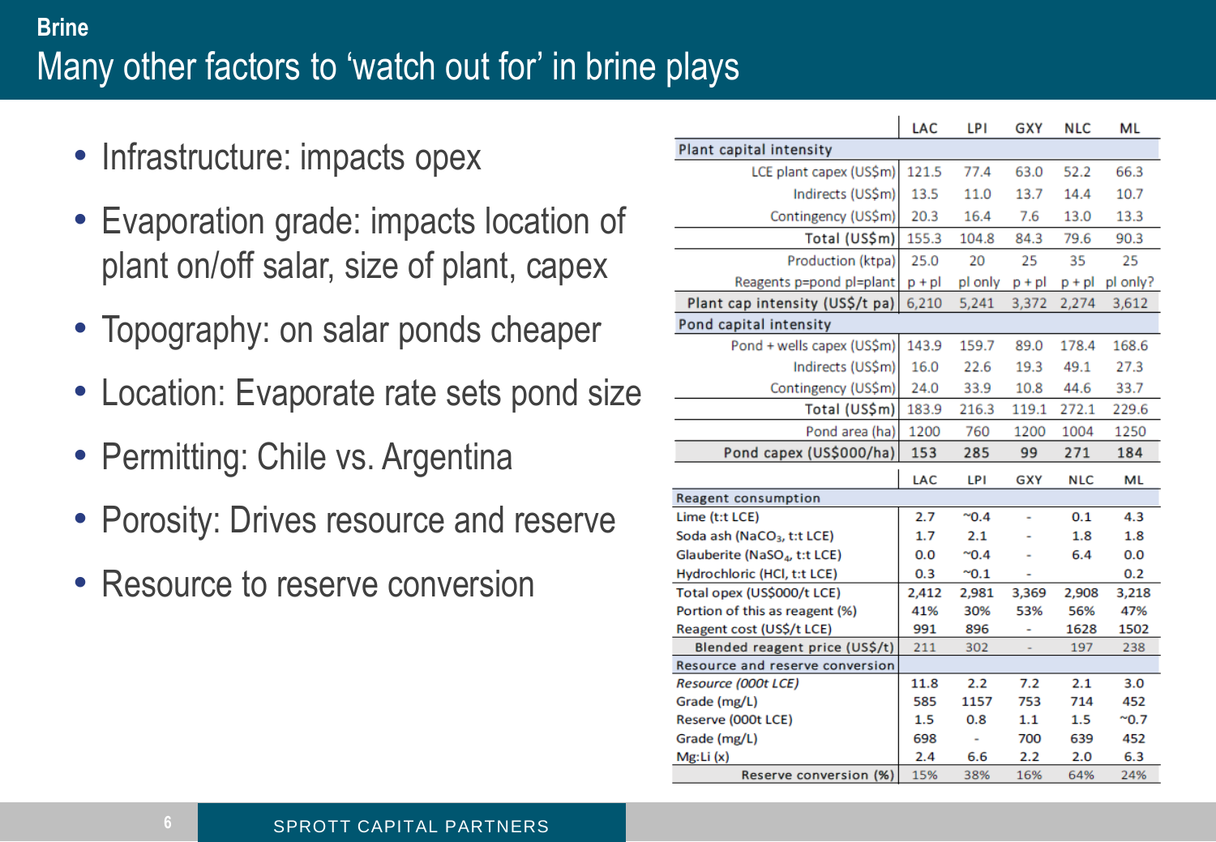## Brine

# Many other factors to 'watch out for' in brine plays

- Infrastructure: impacts opex
- Evaporation grade: impacts location of plant on/off salar, size of plant, capex
- Topography: on salar ponds cheaper
- Location: Evaporate rate sets pond size
- Permitting: Chile vs. Argentina
- Porosity: Drives resource and reserve
- Resource to reserve conversion

| | LAC | LPI | GXY | NLC | ML |
|---|---|---|---|---|---|
| **Plant capital intensity** | | | | | |
| LCE plant capex (US$m) | 121.5 | 77.4 | 63.0 | 52.2 | 66.3 |
| Indirects (US$m) | 13.5 | 11.0 | 13.7 | 14.4 | 10.7 |
| Contingency (US$m) | 20.3 | 16.4 | 7.6 | 13.0 | 13.3 |
| **Total (US$m)** | 155.3 | 104.8 | 84.3 | 79.6 | 90.3 |
| Production (ktpa) | 25.0 | 20 | 25 | 35 | 25 |
| Reagents p=pond pl=plant | p + pl | pl only | p + pl | p + pl | pl only? |
| **Plant cap intensity (US$/t pa)** | 6,210 | 5,241 | 3,372 | 2,274 | 3,612 |
| **Pond capital intensity** | | | | | |
| Pond + wells capex (US$m) | 143.9 | 159.7 | 89.0 | 178.4 | 168.6 |
| Indirects (US$m) | 16.0 | 22.6 | 19.3 | 49.1 | 27.3 |
| Contingency (US$m) | 24.0 | 33.9 | 10.8 | 44.6 | 33.7 |
| **Total (US$m)** | 183.9 | 216.3 | 119.1 | 272.1 | 229.6 |
| Pond area (ha) | 1200 | 760 | 1200 | 1004 | 1250 |
| **Pond capex (US$000/ha)** | 153 | 285 | 99 | 271 | 184 |

| | LAC | LPI | GXY | NLC | ML |
|---|---|---|---|---|---|
| **Reagent consumption** | | | | | |
| Lime (t:t LCE) | 2.7 | ~0.4 | - | 0.1 | 4.3 |
| Soda ash ($NaCO_3$, t:t LCE) | 1.7 | 2.1 | - | 1.8 | 1.8 |
| Glauberite ($NaSO_4$, t:t LCE) | 0.0 | ~0.4 | - | 6.4 | 0.0 |
| Hydrochloric (HCl, t:t LCE) | 0.3 | ~0.1 | - | | 0.2 |
| Total opex (US$000/t LCE) | 2,412 | 2,981 | 3,369 | 2,908 | 3,218 |
| Portion of this as reagent (%) | 41% | 30% | 53% | 56% | 47% |
| Reagent cost (US$/t LCE) | 991 | 896 | - | 1628 | 1502 |
| **Blended reagent price (US$/t)** | 211 | 302 | - | 197 | 238 |
| **Resource and reserve conversion** | | | | | |
| *Resource (000t LCE)* | 11.8 | 2.2 | 7.2 | 2.1 | 3.0 |
| Grade (mg/L) | 585 | 1157 | 753 | 714 | 452 |
| Reserve (000t LCE) | 1.5 | 0.8 | 1.1 | 1.5 | ~0.7 |
| Grade (mg/L) | 698 | - | 700 | 639 | 452 |
| Mg:Li (x) | 2.4 | 6.6 | 2.2 | 2.0 | 6.3 |
| **Reserve conversion (%)** | 15% | 38% | 16% | 64% | 24% |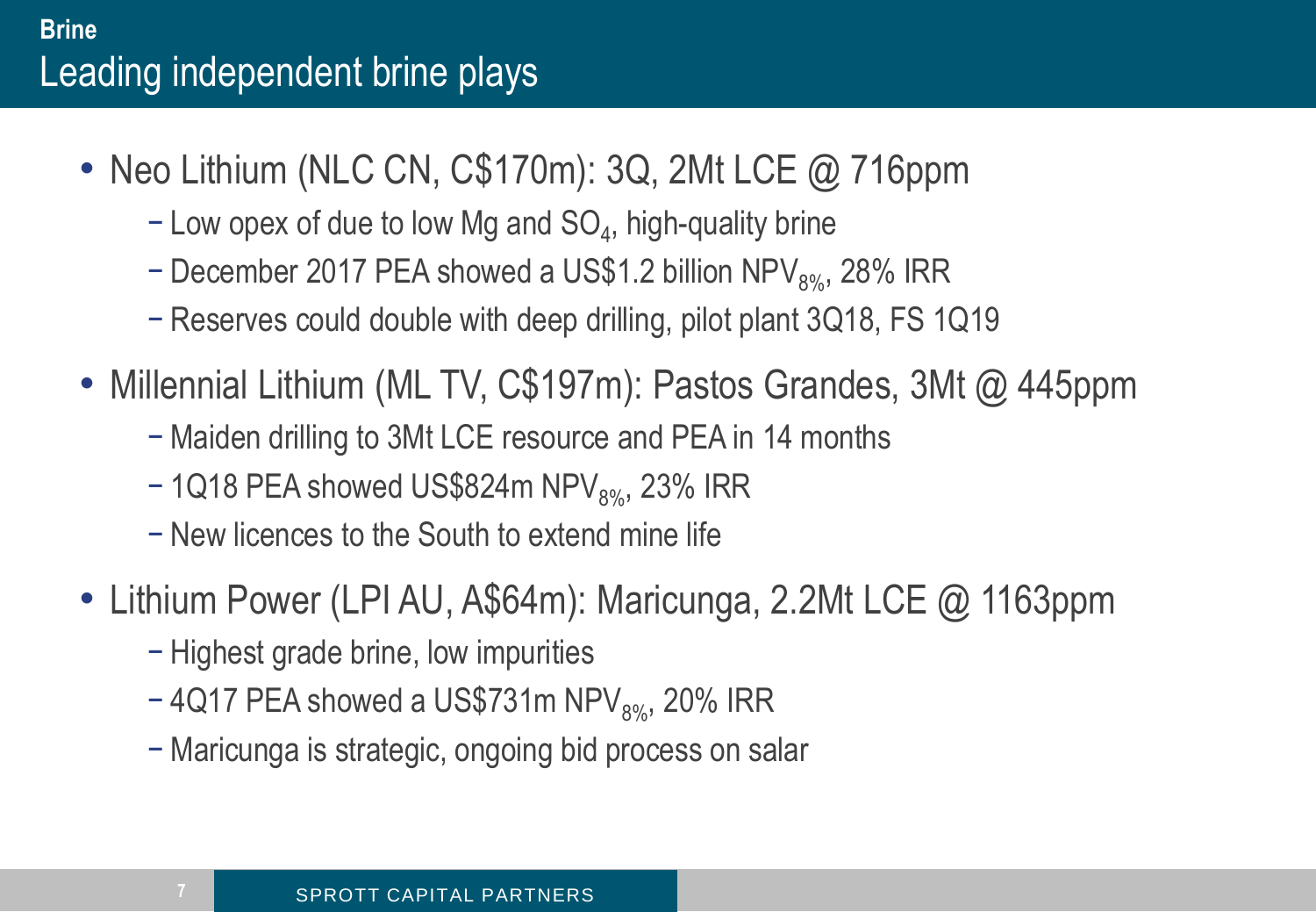**Brine**

# Leading independent brine plays

- Neo Lithium (NLC CN, C$170m): 3Q, 2Mt LCE @ 716ppm
  - Low opex of due to low Mg and $SO_4$, high-quality brine
  - December 2017 PEA showed a US$1.2 billion $NPV_{8\%}$, 28% IRR
  - Reserves could double with deep drilling, pilot plant 3Q18, FS 1Q19
- Millennial Lithium (ML TV, C$197m): Pastos Grandes, 3Mt @ 445ppm
  - Maiden drilling to 3Mt LCE resource and PEA in 14 months
  - 1Q18 PEA showed US$824m $NPV_{8\%}$, 23% IRR
  - New licences to the South to extend mine life
- Lithium Power (LPI AU, A$64m): Maricunga, 2.2Mt LCE @ 1163ppm
  - Highest grade brine, low impurities
  - 4Q17 PEA showed a US$731m $NPV_{8\%}$, 20% IRR
  - Maricunga is strategic, ongoing bid process on salar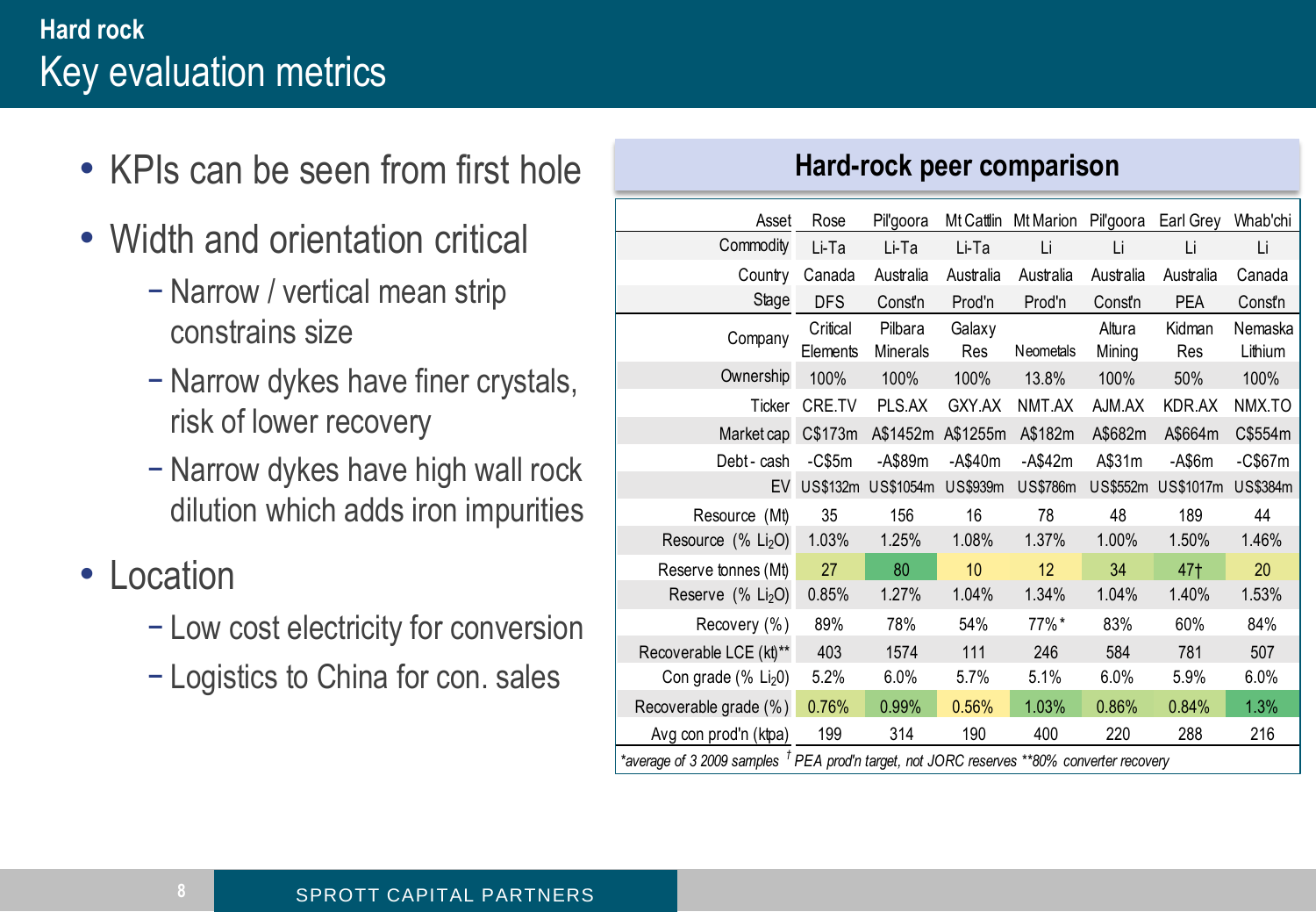## Hard rock

# Key evaluation metrics

- KPIs can be seen from first hole
- Width and orientation critical
  - Narrow / vertical mean strip constrains size
  - Narrow dykes have finer crystals, risk of lower recovery
  - Narrow dykes have high wall rock dilution which adds iron impurities
- Location
  - Low cost electricity for conversion
  - Logistics to China for con. sales

### Hard-rock peer comparison

| Asset | Rose | Pil'goora | Mt Cattlin | Mt Marion | Pil'goora | Earl Grey | Whab'chi |
|---|---|---|---|---|---|---|---|
| Commodity | Li-Ta | Li-Ta | Li-Ta | Li | Li | Li | Li |
| Country | Canada | Australia | Australia | Australia | Australia | Australia | Canada |
| Stage | DFS | Const'n | Prod'n | Prod'n | Const'n | PEA | Const'n |
| Company | Critical Elements | Pilbara Minerals | Galaxy Res | Neometals | Altura Mining | Kidman Res | Nemaska Lithium |
| Ownership | 100% | 100% | 100% | 13.8% | 100% | 50% | 100% |
| Ticker | CRE.TV | PLS.AX | GXY.AX | NMT.AX | AJM.AX | KDR.AX | NMX.TO |
| Market cap | C$173m | A$1452m | A$1255m | A$182m | A$682m | A$664m | C$554m |
| Debt - cash | -C$5m | -A$89m | -A$40m | -A$42m | A$31m | -A$6m | -C$67m |
| EV | US$132m | US$1054m | US$939m | US$786m | US$552m | US$1017m | US$384m |
| Resource (Mt) | 35 | 156 | 16 | 78 | 48 | 189 | 44 |
| Resource (% $Li_2O$) | 1.03% | 1.25% | 1.08% | 1.37% | 1.00% | 1.50% | 1.46% |
| Reserve tonnes (Mt) | 27 | 80 | 10 | 12 | 34 | 47† | 20 |
| Reserve (% $Li_2O$) | 0.85% | 1.27% | 1.04% | 1.34% | 1.04% | 1.40% | 1.53% |
| Recovery (%) | 89% | 78% | 54% | 77%* | 83% | 60% | 84% |
| Recoverable LCE (kt)** | 403 | 1574 | 111 | 246 | 584 | 781 | 507 |
| Con grade (% $Li_2O$) | 5.2% | 6.0% | 5.7% | 5.1% | 6.0% | 5.9% | 6.0% |
| Recoverable grade (%) | 0.76% | 0.99% | 0.56% | 1.03% | 0.86% | 0.84% | 1.3% |
| Avg con prod'n (ktpa) | 199 | 314 | 190 | 400 | 220 | 288 | 216 |

*\*average of 3 2009 samples † PEA prod'n target, not JORC reserves \*\*80% converter recovery*

SPROTT CAPITAL PARTNERS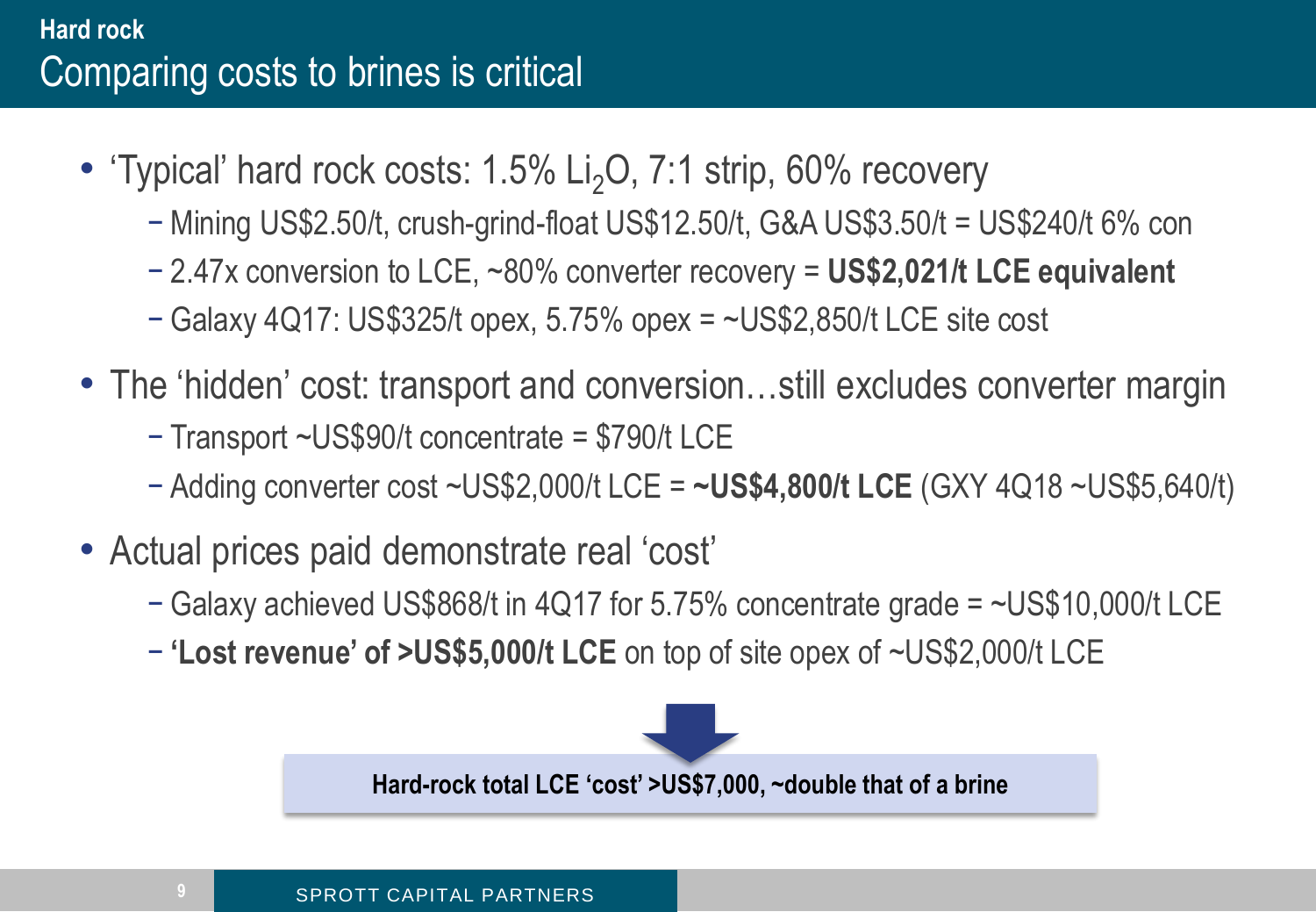## Hard rock

# Comparing costs to brines is critical

- ‘Typical’ hard rock costs: 1.5% $Li_2O$, 7:1 strip, 60% recovery
  - Mining US$2.50/t, crush-grind-float US$12.50/t, G&A US$3.50/t = US$240/t 6% con
  - 2.47x conversion to LCE, ~80% converter recovery = **US$2,021/t LCE equivalent**
  - Galaxy 4Q17: US$325/t opex, 5.75% opex = ~US$2,850/t LCE site cost
- The ‘hidden’ cost: transport and conversion…still excludes converter margin
  - Transport ~US$90/t concentrate = $790/t LCE
  - Adding converter cost ~US$2,000/t LCE = **~US$4,800/t LCE** (GXY 4Q18 ~US$5,640/t)
- Actual prices paid demonstrate real ‘cost’
  - Galaxy achieved US$868/t in 4Q17 for 5.75% concentrate grade = ~US$10,000/t LCE
  - **‘Lost revenue’ of >US$5,000/t LCE** on top of site opex of ~US$2,000/t LCE

**Hard-rock total LCE ‘cost’ >US$7,000, ~double that of a brine**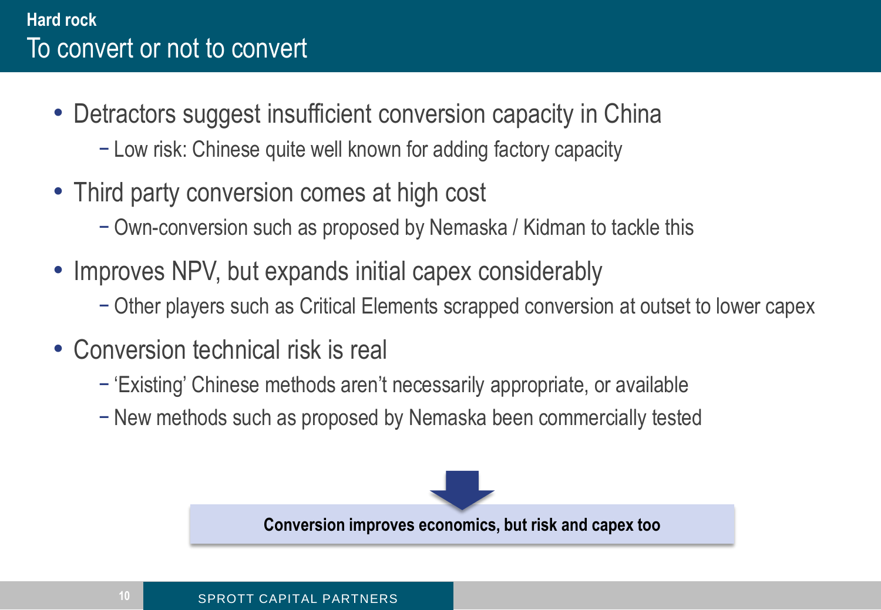## Hard rock

# To convert or not to convert

- Detractors suggest insufficient conversion capacity in China
  - Low risk: Chinese quite well known for adding factory capacity
- Third party conversion comes at high cost
  - Own-conversion such as proposed by Nemaska / Kidman to tackle this
- Improves NPV, but expands initial capex considerably
  - Other players such as Critical Elements scrapped conversion at outset to lower capex
- Conversion technical risk is real
  - 'Existing' Chinese methods aren't necessarily appropriate, or available
  - New methods such as proposed by Nemaska been commercially tested

**Conversion improves economics, but risk and capex too**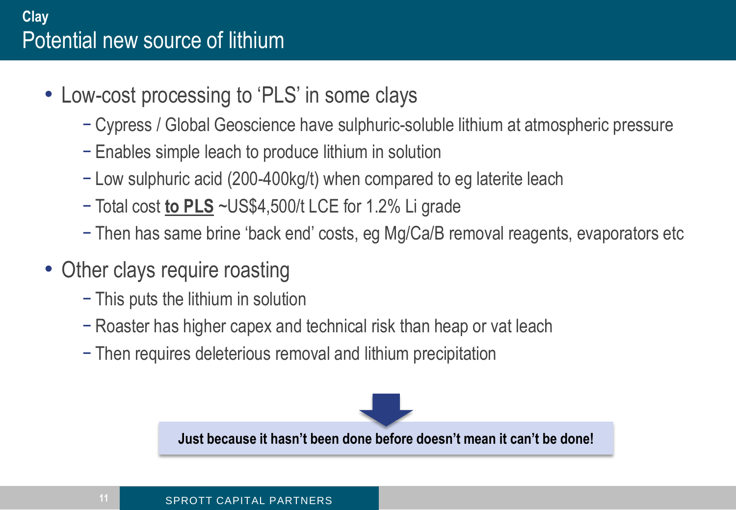## Clay

# Potential new source of lithium

- Low-cost processing to 'PLS' in some clays
  - Cypress / Global Geoscience have sulphuric-soluble lithium at atmospheric pressure
  - Enables simple leach to produce lithium in solution
  - Low sulphuric acid (200-400kg/t) when compared to eg laterite leach
  - Total cost **to PLS** ~US$4,500/t LCE for 1.2% Li grade
  - Then has same brine 'back end' costs, eg Mg/Ca/B removal reagents, evaporators etc
- Other clays require roasting
  - This puts the lithium in solution
  - Roaster has higher capex and technical risk than heap or vat leach
  - Then requires deleterious removal and lithium precipitation

**Just because it hasn't been done before doesn't mean it can't be done!**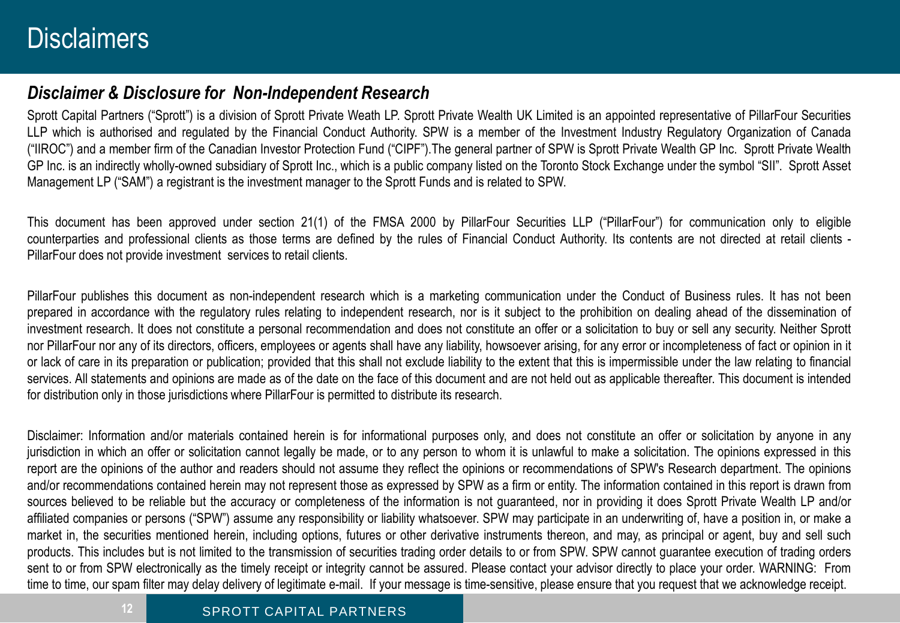# Disclaimers

## *Disclaimer & Disclosure for Non-Independent Research*

Sprott Capital Partners ("Sprott") is a division of Sprott Private Weath LP. Sprott Private Wealth UK Limited is an appointed representative of PillarFour Securities LLP which is authorised and regulated by the Financial Conduct Authority. SPW is a member of the Investment Industry Regulatory Organization of Canada ("IIROC") and a member firm of the Canadian Investor Protection Fund ("CIPF").The general partner of SPW is Sprott Private Wealth GP Inc. Sprott Private Wealth GP Inc. is an indirectly wholly-owned subsidiary of Sprott Inc., which is a public company listed on the Toronto Stock Exchange under the symbol "SII". Sprott Asset Management LP ("SAM") a registrant is the investment manager to the Sprott Funds and is related to SPW.

This document has been approved under section 21(1) of the FMSA 2000 by PillarFour Securities LLP ("PillarFour") for communication only to eligible counterparties and professional clients as those terms are defined by the rules of Financial Conduct Authority. Its contents are not directed at retail clients - PillarFour does not provide investment services to retail clients.

PillarFour publishes this document as non-independent research which is a marketing communication under the Conduct of Business rules. It has not been prepared in accordance with the regulatory rules relating to independent research, nor is it subject to the prohibition on dealing ahead of the dissemination of investment research. It does not constitute a personal recommendation and does not constitute an offer or a solicitation to buy or sell any security. Neither Sprott nor PillarFour nor any of its directors, officers, employees or agents shall have any liability, howsoever arising, for any error or incompleteness of fact or opinion in it or lack of care in its preparation or publication; provided that this shall not exclude liability to the extent that this is impermissible under the law relating to financial services. All statements and opinions are made as of the date on the face of this document and are not held out as applicable thereafter. This document is intended for distribution only in those jurisdictions where PillarFour is permitted to distribute its research.

Disclaimer: Information and/or materials contained herein is for informational purposes only, and does not constitute an offer or solicitation by anyone in any jurisdiction in which an offer or solicitation cannot legally be made, or to any person to whom it is unlawful to make a solicitation. The opinions expressed in this report are the opinions of the author and readers should not assume they reflect the opinions or recommendations of SPW's Research department. The opinions and/or recommendations contained herein may not represent those as expressed by SPW as a firm or entity. The information contained in this report is drawn from sources believed to be reliable but the accuracy or completeness of the information is not guaranteed, nor in providing it does Sprott Private Wealth LP and/or affiliated companies or persons ("SPW") assume any responsibility or liability whatsoever. SPW may participate in an underwriting of, have a position in, or make a market in, the securities mentioned herein, including options, futures or other derivative instruments thereon, and may, as principal or agent, buy and sell such products. This includes but is not limited to the transmission of securities trading order details to or from SPW. SPW cannot guarantee execution of trading orders sent to or from SPW electronically as the timely receipt or integrity cannot be assured. Please contact your advisor directly to place your order. WARNING: From time to time, our spam filter may delay delivery of legitimate e-mail. If your message is time-sensitive, please ensure that you request that we acknowledge receipt.